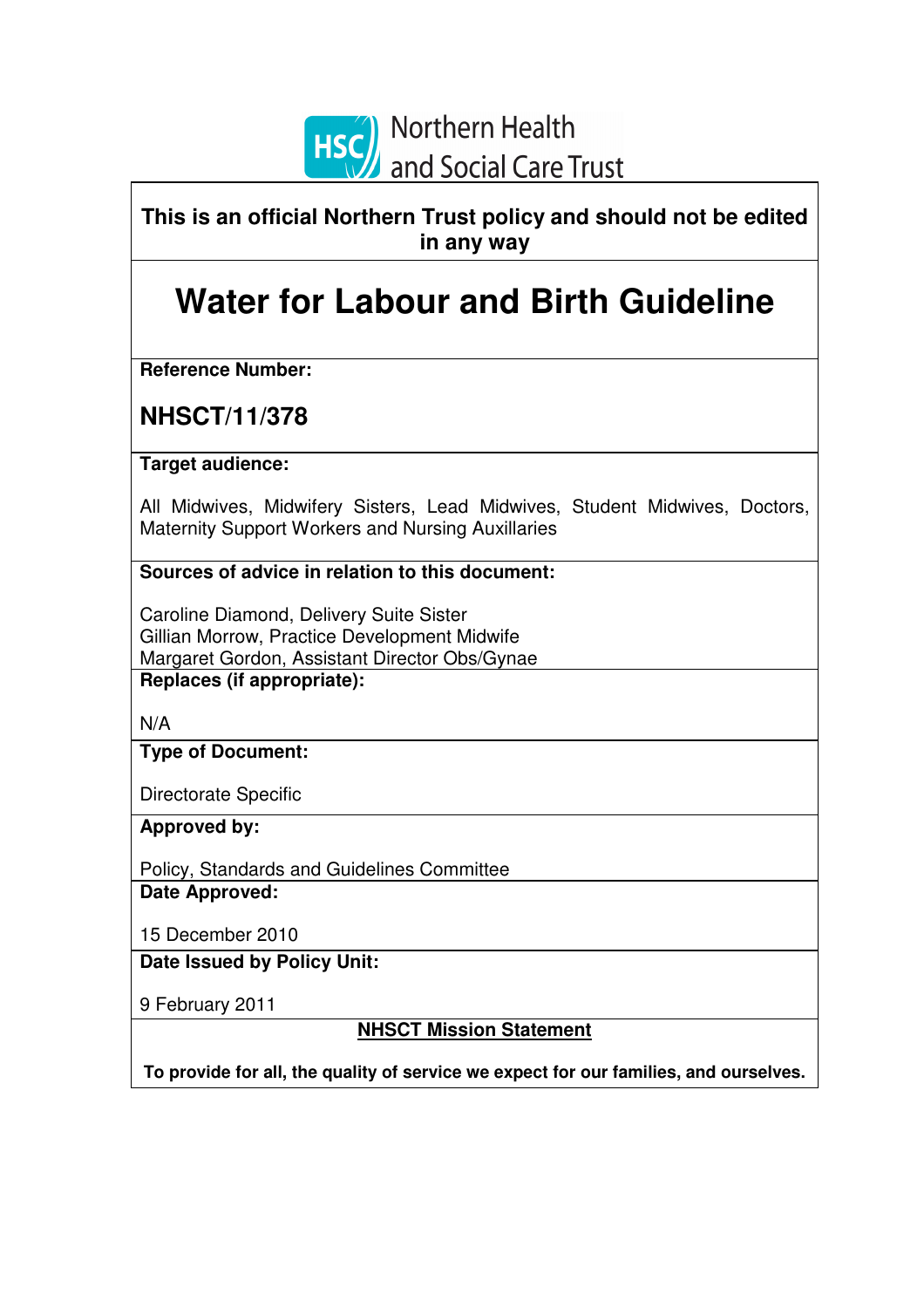Northern Health and Social Care Trust

**This is an official Northern Trust policy and should not be edited in any way**

# Water for Labour and Birth Guideline

**Reference Number:**

**NHSCT/11/378**

**Target audience:**

All Midwives, Midwifery Sisters, Lead Midwives, Student Midwives, Doctors, Maternity Support Workers and Nursing Auxillaries

**Sources of advice in relation to this document:**

Caroline Diamond, Delivery Suite Sister
Gillian Morrow, Practice Development Midwife
Margaret Gordon, Assistant Director Obs/Gynae

**Replaces (if appropriate):**

N/A

**Type of Document:**

Directorate Specific

**Approved by:**

Policy, Standards and Guidelines Committee

**Date Approved:**

15 December 2010

**Date Issued by Policy Unit:**

9 February 2011

**NHSCT Mission Statement**

**To provide for all, the quality of service we expect for our families, and ourselves.**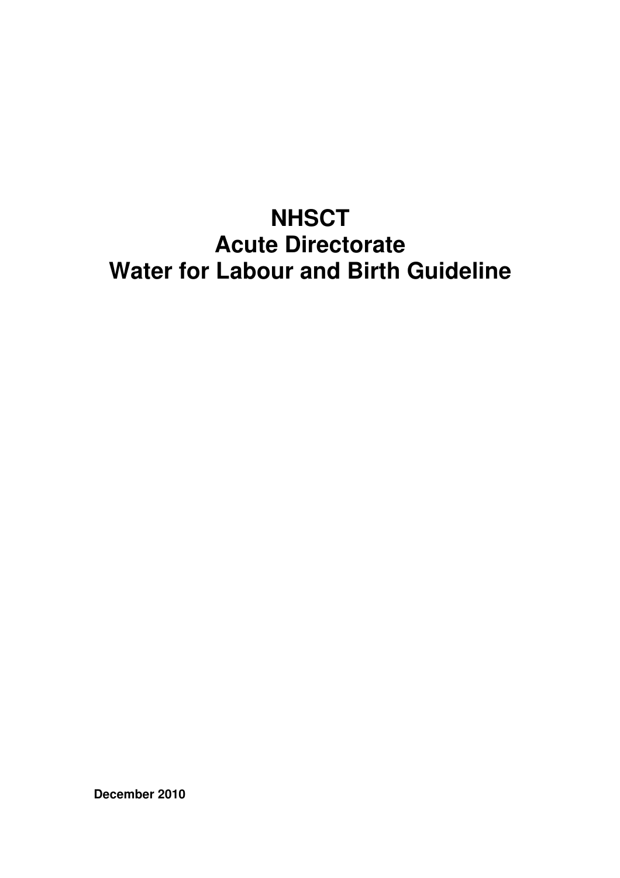# NHSCT
# Acute Directorate
# Water for Labour and Birth Guideline

**December 2010**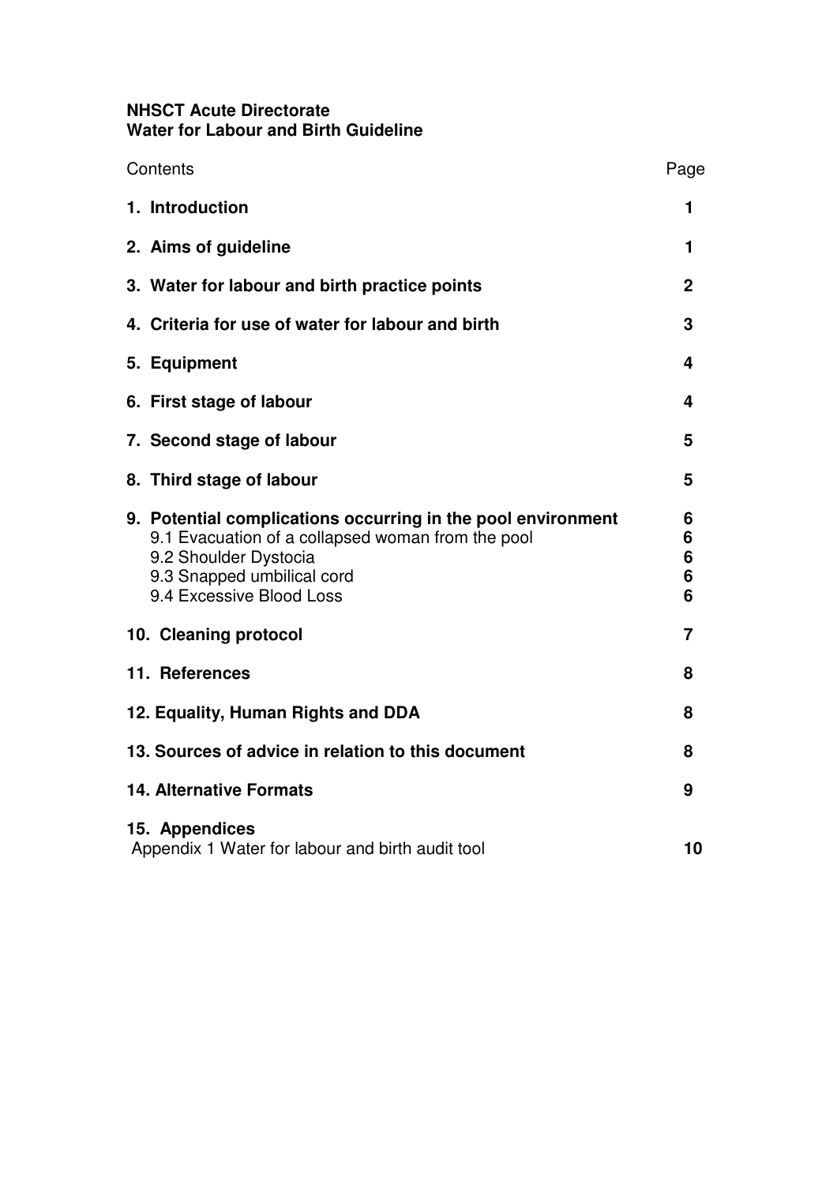**NHSCT Acute Directorate**
**Water for Labour and Birth Guideline**

| Contents | Page |
|---|---|
| **1. Introduction** | **1** |
| **2. Aims of guideline** | **1** |
| **3. Water for labour and birth practice points** | **2** |
| **4. Criteria for use of water for labour and birth** | **3** |
| **5. Equipment** | **4** |
| **6. First stage of labour** | **4** |
| **7. Second stage of labour** | **5** |
| **8. Third stage of labour** | **5** |
| **9. Potential complications occurring in the pool environment** | **6** |
| 9.1 Evacuation of a collapsed woman from the pool | **6** |
| 9.2 Shoulder Dystocia | **6** |
| 9.3 Snapped umbilical cord | **6** |
| 9.4 Excessive Blood Loss | **6** |
| **10. Cleaning protocol** | **7** |
| **11. References** | **8** |
| **12. Equality, Human Rights and DDA** | **8** |
| **13. Sources of advice in relation to this document** | **8** |
| **14. Alternative Formats** | **9** |
| **15. Appendices** | |
| Appendix 1 Water for labour and birth audit tool | **10** |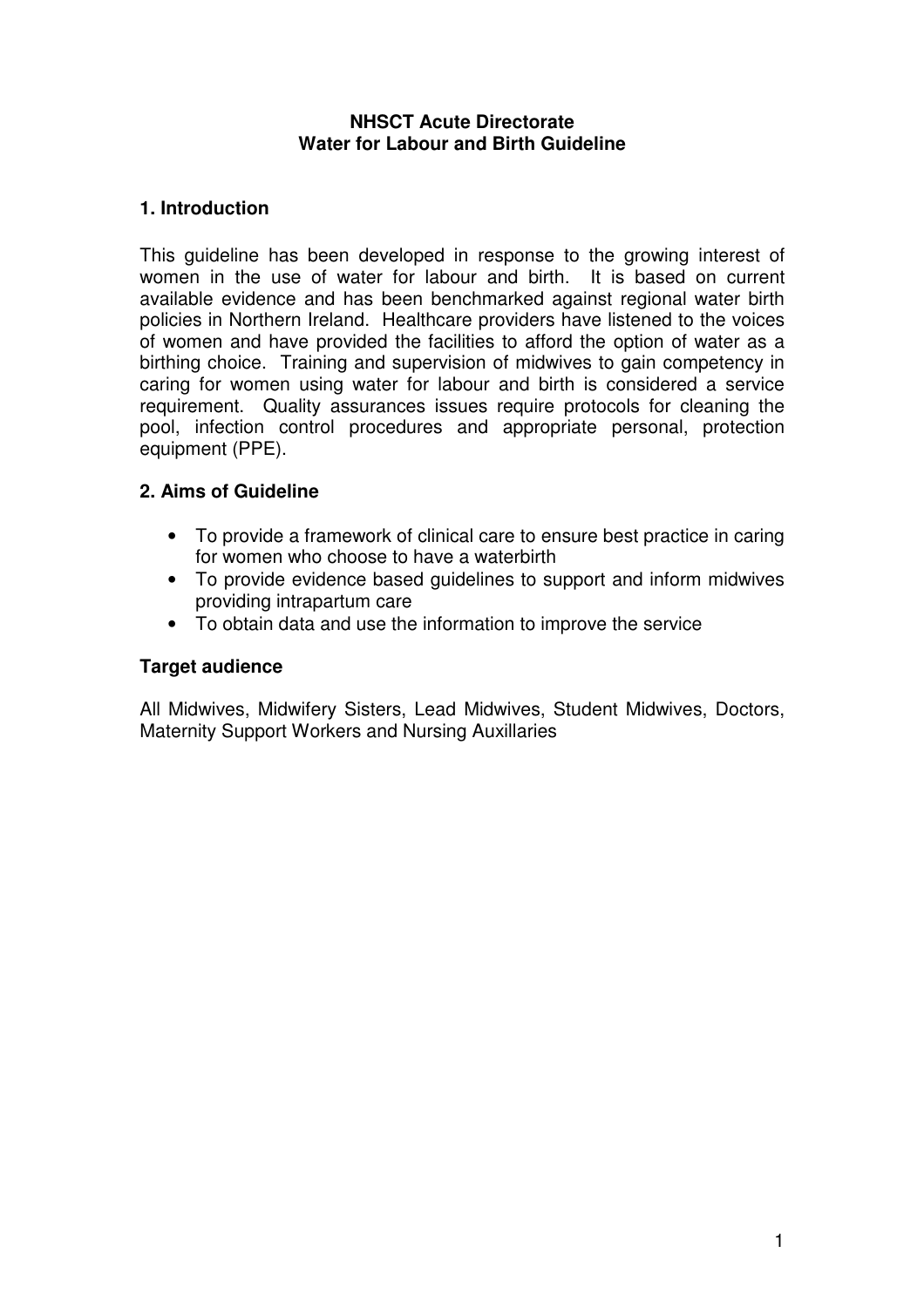**NHSCT Acute Directorate**
**Water for Labour and Birth Guideline**

## 1. Introduction

This guideline has been developed in response to the growing interest of women in the use of water for labour and birth. It is based on current available evidence and has been benchmarked against regional water birth policies in Northern Ireland. Healthcare providers have listened to the voices of women and have provided the facilities to afford the option of water as a birthing choice. Training and supervision of midwives to gain competency in caring for women using water for labour and birth is considered a service requirement. Quality assurances issues require protocols for cleaning the pool, infection control procedures and appropriate personal, protection equipment (PPE).

## 2. Aims of Guideline

- To provide a framework of clinical care to ensure best practice in caring for women who choose to have a waterbirth
- To provide evidence based guidelines to support and inform midwives providing intrapartum care
- To obtain data and use the information to improve the service

### Target audience

All Midwives, Midwifery Sisters, Lead Midwives, Student Midwives, Doctors, Maternity Support Workers and Nursing Auxillaries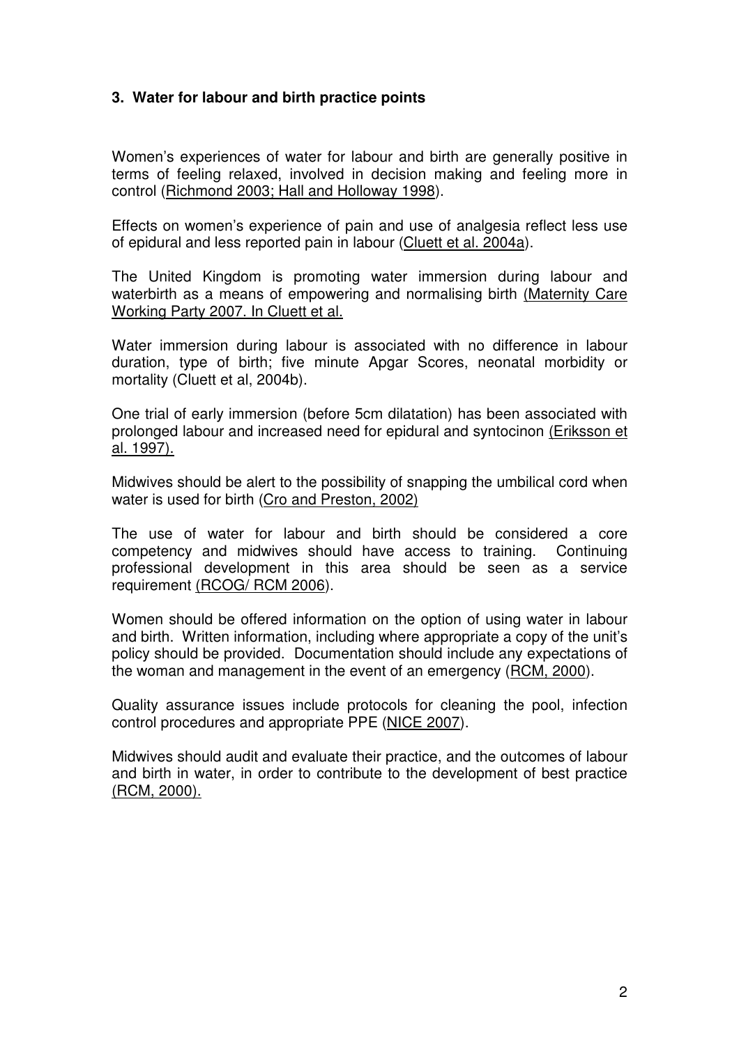### 3. Water for labour and birth practice points

Women's experiences of water for labour and birth are generally positive in terms of feeling relaxed, involved in decision making and feeling more in control (Richmond 2003; Hall and Holloway 1998).

Effects on women's experience of pain and use of analgesia reflect less use of epidural and less reported pain in labour (Cluett et al. 2004a).

The United Kingdom is promoting water immersion during labour and waterbirth as a means of empowering and normalising birth (Maternity Care Working Party 2007. In Cluett et al.

Water immersion during labour is associated with no difference in labour duration, type of birth; five minute Apgar Scores, neonatal morbidity or mortality (Cluett et al, 2004b).

One trial of early immersion (before 5cm dilatation) has been associated with prolonged labour and increased need for epidural and syntocinon (Eriksson et al. 1997).

Midwives should be alert to the possibility of snapping the umbilical cord when water is used for birth (Cro and Preston, 2002)

The use of water for labour and birth should be considered a core competency and midwives should have access to training. Continuing professional development in this area should be seen as a service requirement (RCOG/ RCM 2006).

Women should be offered information on the option of using water in labour and birth. Written information, including where appropriate a copy of the unit's policy should be provided. Documentation should include any expectations of the woman and management in the event of an emergency (RCM, 2000).

Quality assurance issues include protocols for cleaning the pool, infection control procedures and appropriate PPE (NICE 2007).

Midwives should audit and evaluate their practice, and the outcomes of labour and birth in water, in order to contribute to the development of best practice (RCM, 2000).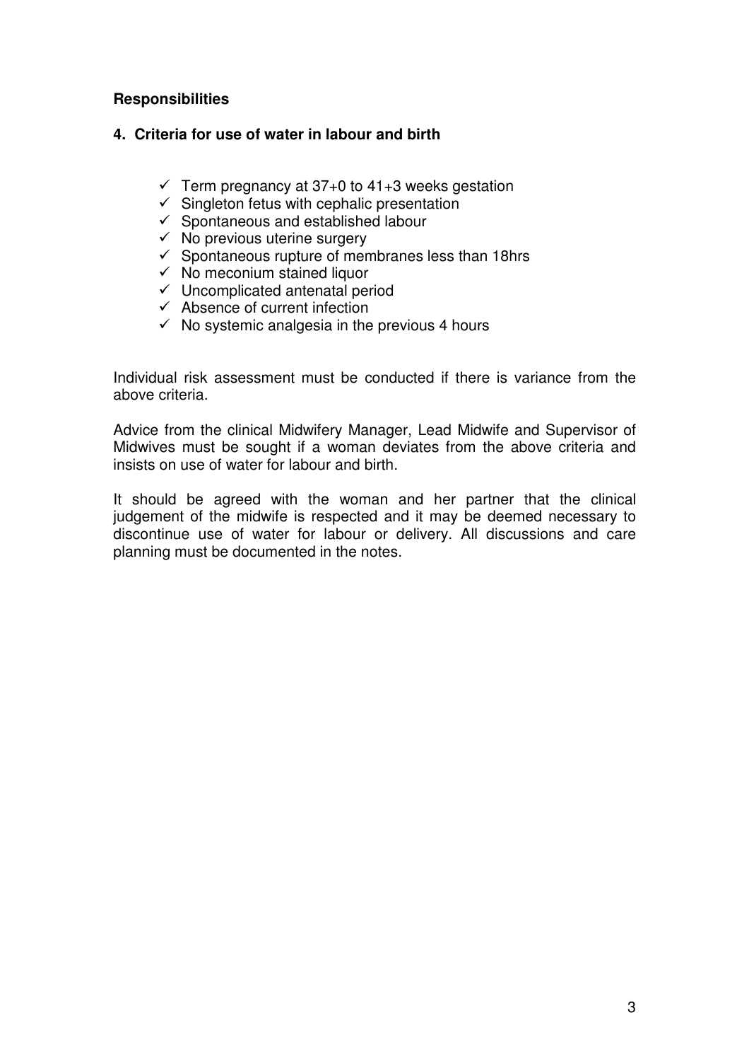**Responsibilities**

**4. Criteria for use of water in labour and birth**

- ✓ Term pregnancy at 37+0 to 41+3 weeks gestation
- ✓ Singleton fetus with cephalic presentation
- ✓ Spontaneous and established labour
- ✓ No previous uterine surgery
- ✓ Spontaneous rupture of membranes less than 18hrs
- ✓ No meconium stained liquor
- ✓ Uncomplicated antenatal period
- ✓ Absence of current infection
- ✓ No systemic analgesia in the previous 4 hours

Individual risk assessment must be conducted if there is variance from the above criteria.

Advice from the clinical Midwifery Manager, Lead Midwife and Supervisor of Midwives must be sought if a woman deviates from the above criteria and insists on use of water for labour and birth.

It should be agreed with the woman and her partner that the clinical judgement of the midwife is respected and it may be deemed necessary to discontinue use of water for labour or delivery. All discussions and care planning must be documented in the notes.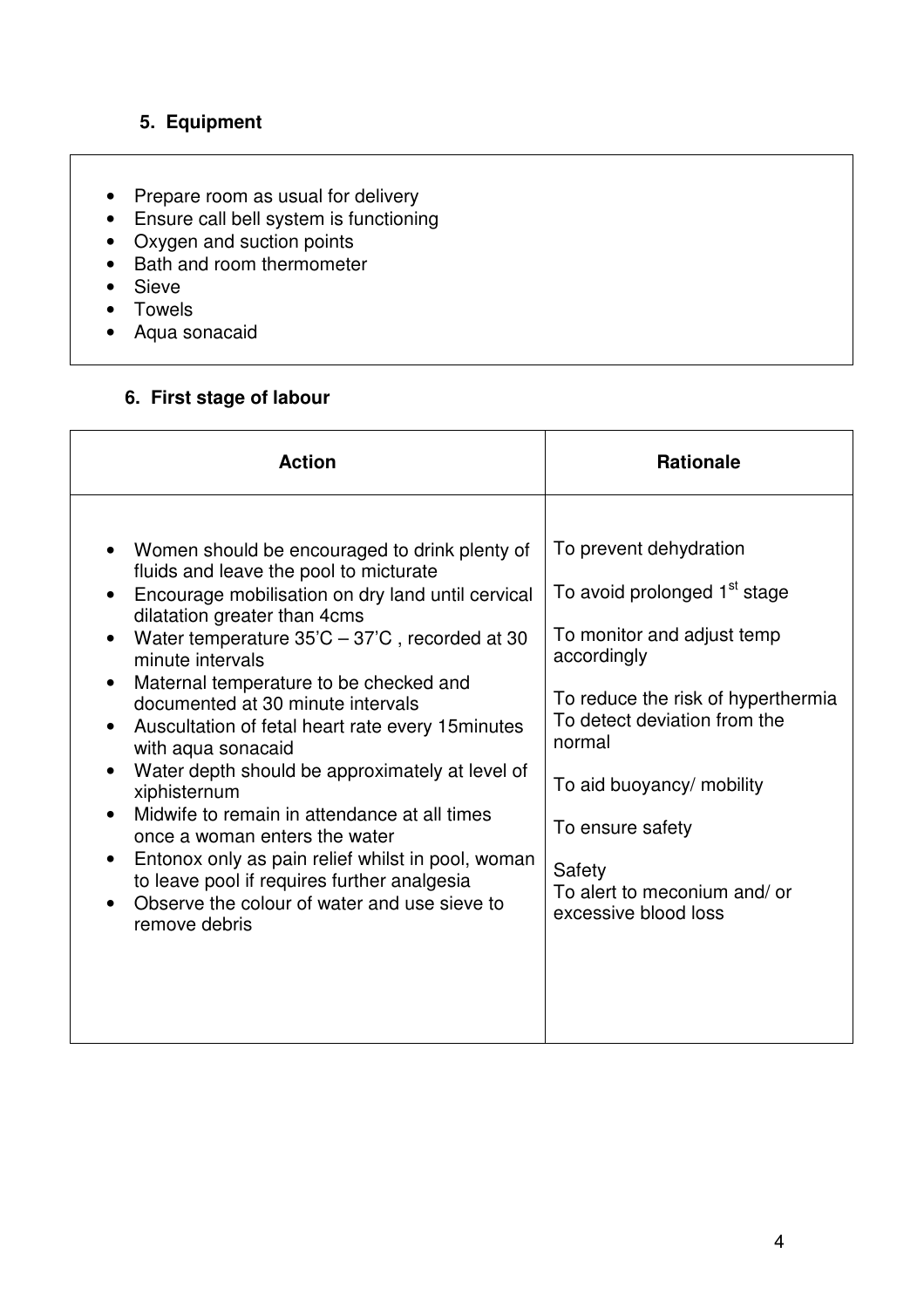## 5. Equipment

- Prepare room as usual for delivery
- Ensure call bell system is functioning
- Oxygen and suction points
- Bath and room thermometer
- Sieve
- Towels
- Aqua sonacaid

## 6. First stage of labour

| Action | Rationale |
| --- | --- |
| Women should be encouraged to drink plenty of fluids and leave the pool to micturate | To prevent dehydration |
| Encourage mobilisation on dry land until cervical dilatation greater than 4cms | To avoid prolonged 1st stage |
| Water temperature 35'C – 37'C , recorded at 30 minute intervals | To monitor and adjust temp accordingly |
| Maternal temperature to be checked and documented at 30 minute intervals | To reduce the risk of hyperthermia |
| Auscultation of fetal heart rate every 15minutes with aqua sonacaid | To detect deviation from the normal |
| Water depth should be approximately at level of xiphisternum | To aid buoyancy/ mobility |
| Midwife to remain in attendance at all times once a woman enters the water | To ensure safety |
| Entonox only as pain relief whilst in pool, woman to leave pool if requires further analgesia | Safety |
| Observe the colour of water and use sieve to remove debris | To alert to meconium and/ or excessive blood loss |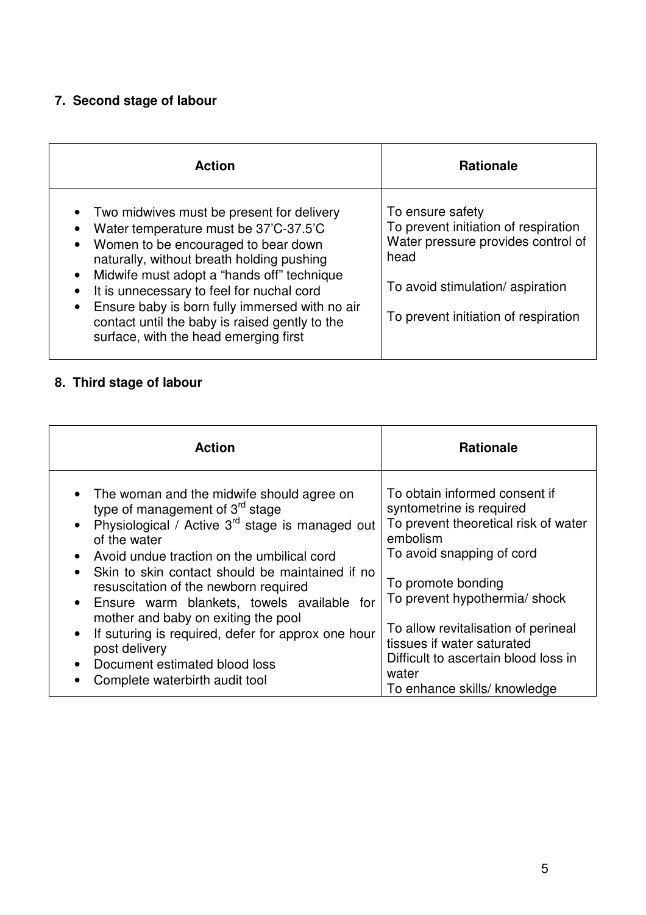## 7. Second stage of labour

| Action | Rationale |
|---|---|
| • Two midwives must be present for delivery<br>• Water temperature must be 37'C-37.5'C<br>• Women to be encouraged to bear down naturally, without breath holding pushing<br>• Midwife must adopt a "hands off" technique<br>• It is unnecessary to feel for nuchal cord<br>• Ensure baby is born fully immersed with no air contact until the baby is raised gently to the surface, with the head emerging first | To ensure safety<br>To prevent initiation of respiration<br>Water pressure provides control of head<br><br>To avoid stimulation/ aspiration<br><br>To prevent initiation of respiration |

## 8. Third stage of labour

| Action | Rationale |
|---|---|
| • The woman and the midwife should agree on type of management of 3rd stage<br>• Physiological / Active 3rd stage is managed out of the water<br>• Avoid undue traction on the umbilical cord<br>• Skin to skin contact should be maintained if no resuscitation of the newborn required<br>• Ensure warm blankets, towels available for mother and baby on exiting the pool<br>• If suturing is required, defer for approx one hour post delivery<br>• Document estimated blood loss<br>• Complete waterbirth audit tool | To obtain informed consent if syntometrine is required<br>To prevent theoretical risk of water embolism<br>To avoid snapping of cord<br><br>To promote bonding<br>To prevent hypothermia/ shock<br><br>To allow revitalisation of perineal tissues if water saturated<br>Difficult to ascertain blood loss in water<br>To enhance skills/ knowledge |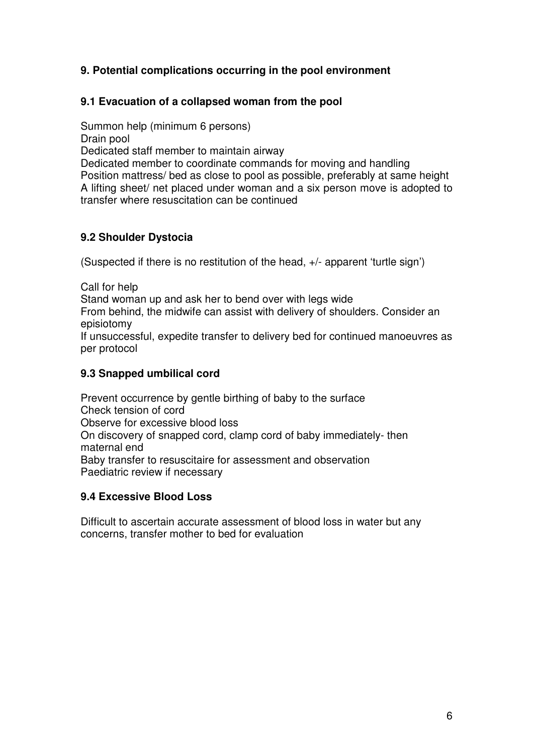## 9. Potential complications occurring in the pool environment

### 9.1 Evacuation of a collapsed woman from the pool

Summon help (minimum 6 persons)
Drain pool
Dedicated staff member to maintain airway
Dedicated member to coordinate commands for moving and handling
Position mattress/ bed as close to pool as possible, preferably at same height
A lifting sheet/ net placed under woman and a six person move is adopted to transfer where resuscitation can be continued

### 9.2 Shoulder Dystocia

(Suspected if there is no restitution of the head, +/- apparent 'turtle sign')

Call for help
Stand woman up and ask her to bend over with legs wide
From behind, the midwife can assist with delivery of shoulders. Consider an episiotomy
If unsuccessful, expedite transfer to delivery bed for continued manoeuvres as per protocol

### 9.3 Snapped umbilical cord

Prevent occurrence by gentle birthing of baby to the surface
Check tension of cord
Observe for excessive blood loss
On discovery of snapped cord, clamp cord of baby immediately- then maternal end
Baby transfer to resuscitaire for assessment and observation
Paediatric review if necessary

### 9.4 Excessive Blood Loss

Difficult to ascertain accurate assessment of blood loss in water but any concerns, transfer mother to bed for evaluation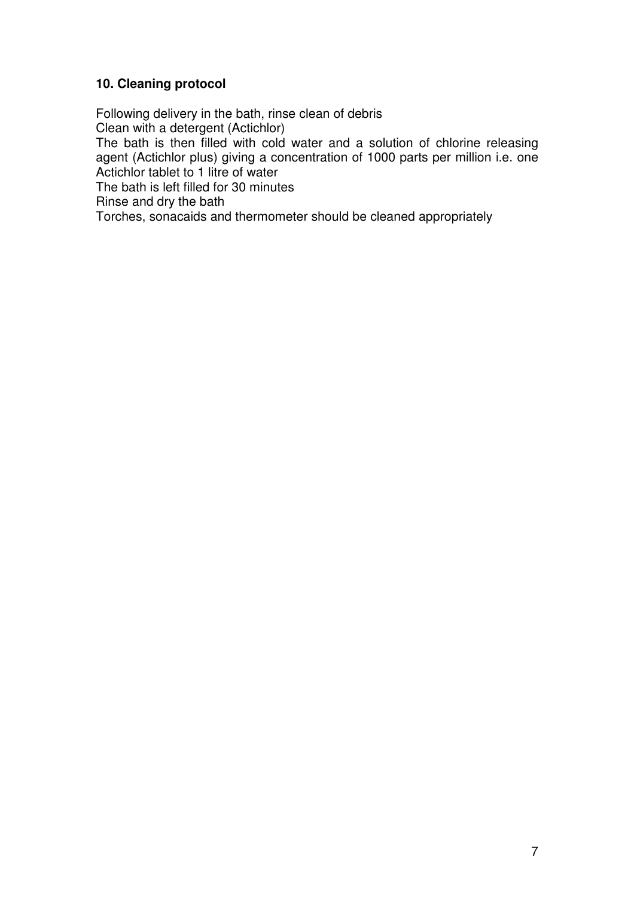## 10. Cleaning protocol

Following delivery in the bath, rinse clean of debris

Clean with a detergent (Actichlor)

The bath is then filled with cold water and a solution of chlorine releasing agent (Actichlor plus) giving a concentration of 1000 parts per million i.e. one Actichlor tablet to 1 litre of water

The bath is left filled for 30 minutes

Rinse and dry the bath

Torches, sonacaids and thermometer should be cleaned appropriately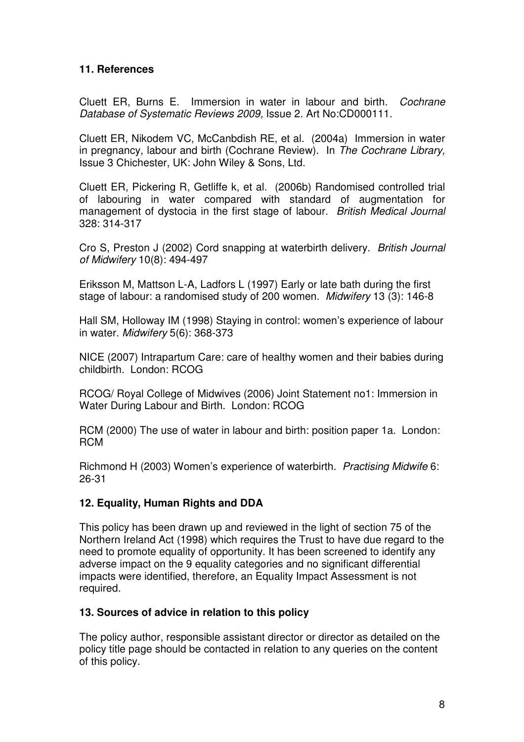## 11. References

Cluett ER, Burns E. Immersion in water in labour and birth. *Cochrane Database of Systematic Reviews 2009,* Issue 2. Art No:CD000111.

Cluett ER, Nikodem VC, McCanbdish RE, et al. (2004a) Immersion in water in pregnancy, labour and birth (Cochrane Review). In *The Cochrane Library,* Issue 3 Chichester, UK: John Wiley & Sons, Ltd.

Cluett ER, Pickering R, Getliffe k, et al. (2006b) Randomised controlled trial of labouring in water compared with standard of augmentation for management of dystocia in the first stage of labour. *British Medical Journal* 328: 314-317

Cro S, Preston J (2002) Cord snapping at waterbirth delivery. *British Journal of Midwifery* 10(8): 494-497

Eriksson M, Mattson L-A, Ladfors L (1997) Early or late bath during the first stage of labour: a randomised study of 200 women. *Midwifery* 13 (3): 146-8

Hall SM, Holloway IM (1998) Staying in control: women's experience of labour in water. *Midwifery* 5(6): 368-373

NICE (2007) Intrapartum Care: care of healthy women and their babies during childbirth. London: RCOG

RCOG/ Royal College of Midwives (2006) Joint Statement no1: Immersion in Water During Labour and Birth. London: RCOG

RCM (2000) The use of water in labour and birth: position paper 1a. London: RCM

Richmond H (2003) Women's experience of waterbirth. *Practising Midwife* 6: 26-31

## 12. Equality, Human Rights and DDA

This policy has been drawn up and reviewed in the light of section 75 of the Northern Ireland Act (1998) which requires the Trust to have due regard to the need to promote equality of opportunity. It has been screened to identify any adverse impact on the 9 equality categories and no significant differential impacts were identified, therefore, an Equality Impact Assessment is not required.

## 13. Sources of advice in relation to this policy

The policy author, responsible assistant director or director as detailed on the policy title page should be contacted in relation to any queries on the content of this policy.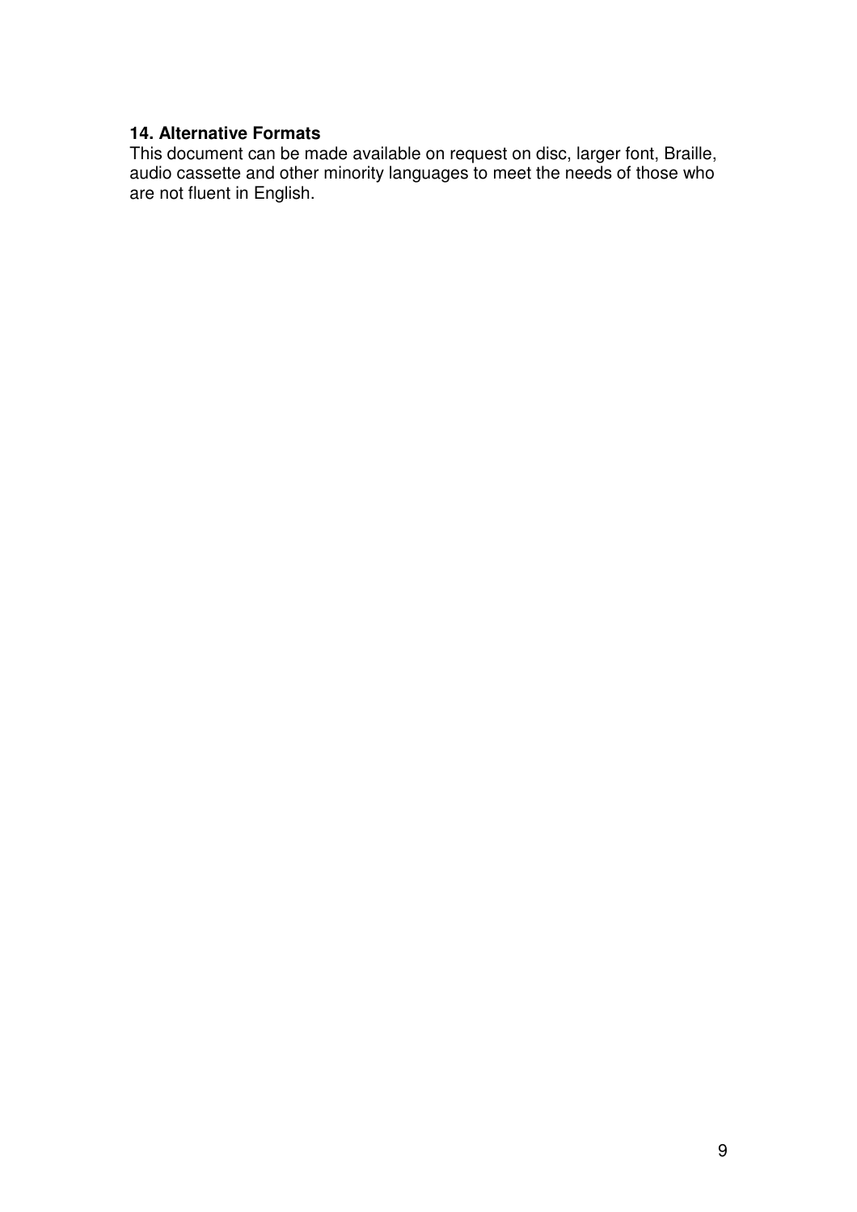## 14. Alternative Formats

This document can be made available on request on disc, larger font, Braille, audio cassette and other minority languages to meet the needs of those who are not fluent in English.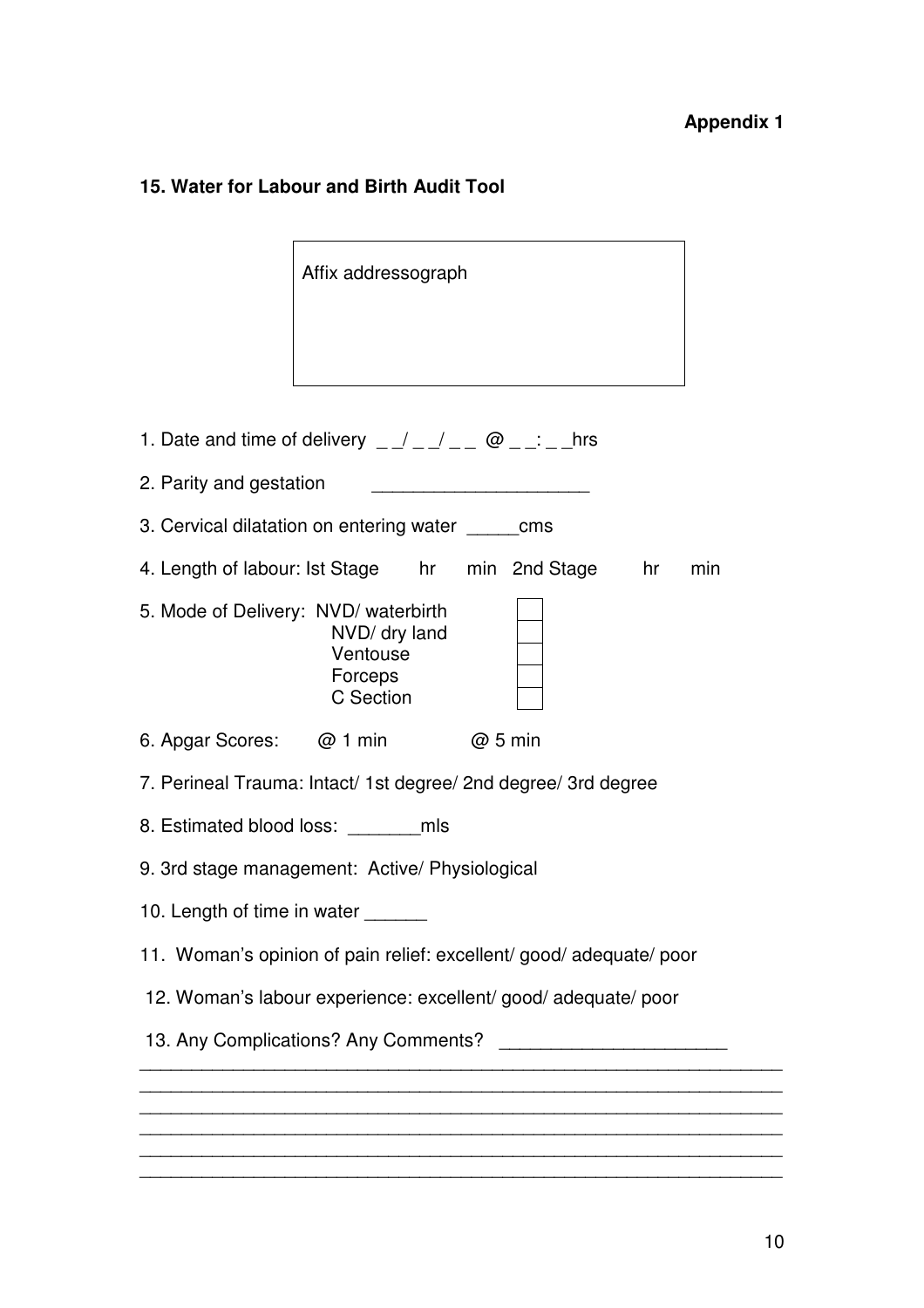**Appendix 1**

## 15. Water for Labour and Birth Audit Tool

Affix addressograph

1. Date and time of delivery _ _/ _ _/ _ _ @ _ _: _ _hrs

2. Parity and gestation ____________________

3. Cervical dilatation on entering water _____cms

4. Length of labour: Ist Stage hr min 2nd Stage hr min

5. Mode of Delivery: NVD/ waterbirth ☐
   NVD/ dry land ☐
   Ventouse ☐
   Forceps ☐
   C Section ☐

6. Apgar Scores: @ 1 min @ 5 min

7. Perineal Trauma: Intact/ 1st degree/ 2nd degree/ 3rd degree

8. Estimated blood loss: _______mls

9. 3rd stage management: Active/ Physiological

10. Length of time in water ______

11. Woman's opinion of pain relief: excellent/ good/ adequate/ poor

12. Woman's labour experience: excellent/ good/ adequate/ poor

13. Any Complications? Any Comments? _____________________

_______________________________________________________________
_______________________________________________________________
_______________________________________________________________
_______________________________________________________________
_______________________________________________________________
_______________________________________________________________